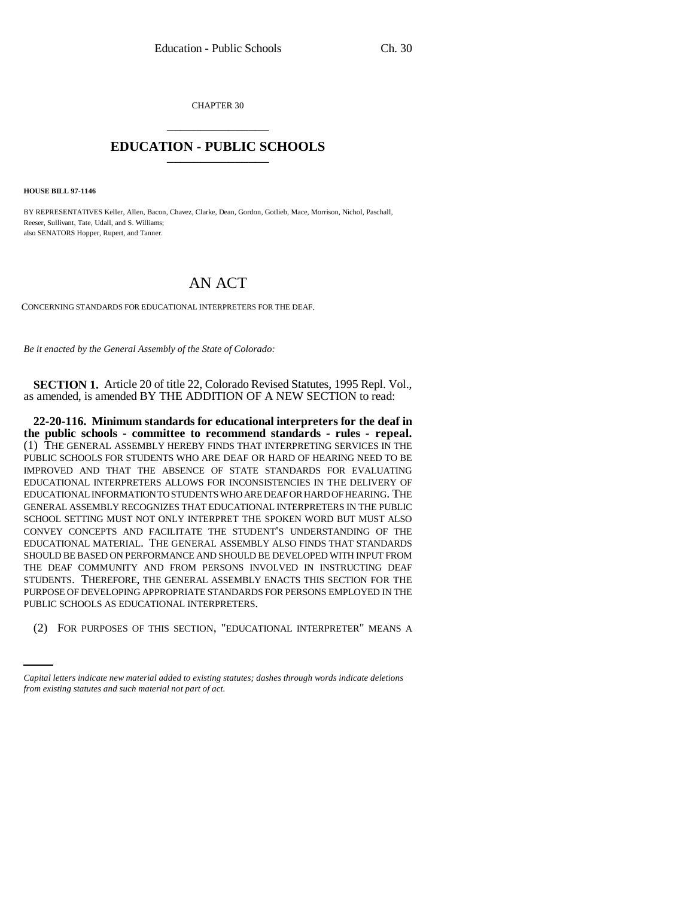CHAPTER 30

# EDUCATION - PUBLIC SCHOOLS

**HOUSE BILL 97-1146**

BY REPRESENTATIVES Keller, Allen, Bacon, Chavez, Clarke, Dean, Gordon, Gotlieb, Mace, Morrison, Nichol, Paschall, Reeser, Sullivant, Tate, Udall, and S. Williams;
also SENATORS Hopper, Rupert, and Tanner.

# AN ACT

CONCERNING STANDARDS FOR EDUCATIONAL INTERPRETERS FOR THE DEAF.

*Be it enacted by the General Assembly of the State of Colorado:*

**SECTION 1.** Article 20 of title 22, Colorado Revised Statutes, 1995 Repl. Vol., as amended, is amended BY THE ADDITION OF A NEW SECTION to read:

**22-20-116. Minimum standards for educational interpreters for the deaf in the public schools - committee to recommend standards - rules - repeal.** (1) THE GENERAL ASSEMBLY HEREBY FINDS THAT INTERPRETING SERVICES IN THE PUBLIC SCHOOLS FOR STUDENTS WHO ARE DEAF OR HARD OF HEARING NEED TO BE IMPROVED AND THAT THE ABSENCE OF STATE STANDARDS FOR EVALUATING EDUCATIONAL INTERPRETERS ALLOWS FOR INCONSISTENCIES IN THE DELIVERY OF EDUCATIONAL INFORMATION TO STUDENTS WHO ARE DEAF OR HARD OF HEARING. THE GENERAL ASSEMBLY RECOGNIZES THAT EDUCATIONAL INTERPRETERS IN THE PUBLIC SCHOOL SETTING MUST NOT ONLY INTERPRET THE SPOKEN WORD BUT MUST ALSO CONVEY CONCEPTS AND FACILITATE THE STUDENT'S UNDERSTANDING OF THE EDUCATIONAL MATERIAL. THE GENERAL ASSEMBLY ALSO FINDS THAT STANDARDS SHOULD BE BASED ON PERFORMANCE AND SHOULD BE DEVELOPED WITH INPUT FROM THE DEAF COMMUNITY AND FROM PERSONS INVOLVED IN INSTRUCTING DEAF STUDENTS. THEREFORE, THE GENERAL ASSEMBLY ENACTS THIS SECTION FOR THE PURPOSE OF DEVELOPING APPROPRIATE STANDARDS FOR PERSONS EMPLOYED IN THE PUBLIC SCHOOLS AS EDUCATIONAL INTERPRETERS.

(2) FOR PURPOSES OF THIS SECTION, "EDUCATIONAL INTERPRETER" MEANS A

*Capital letters indicate new material added to existing statutes; dashes through words indicate deletions from existing statutes and such material not part of act.*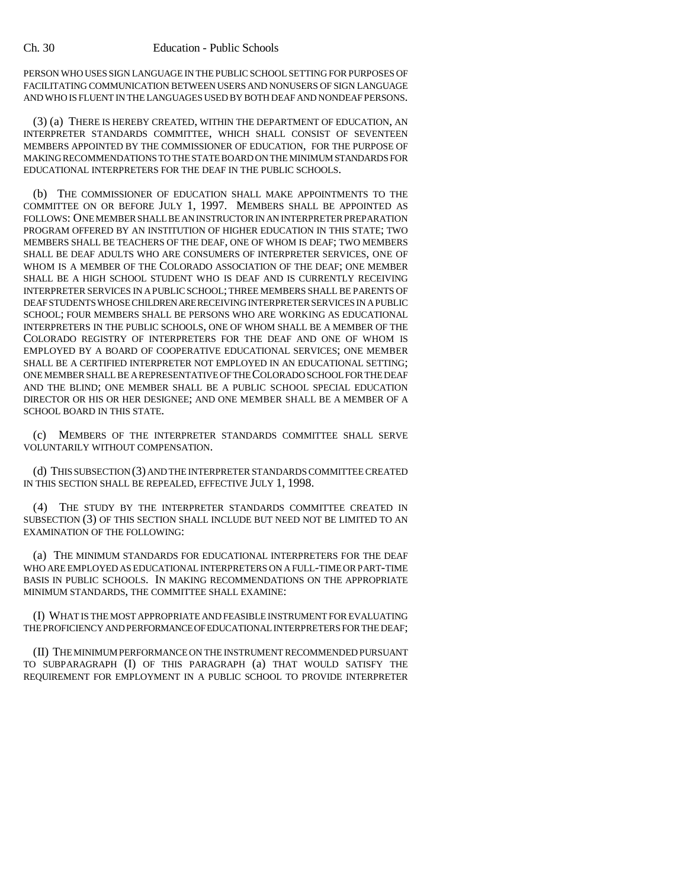PERSON WHO USES SIGN LANGUAGE IN THE PUBLIC SCHOOL SETTING FOR PURPOSES OF FACILITATING COMMUNICATION BETWEEN USERS AND NONUSERS OF SIGN LANGUAGE AND WHO IS FLUENT IN THE LANGUAGES USED BY BOTH DEAF AND NONDEAF PERSONS.

(3) (a) THERE IS HEREBY CREATED, WITHIN THE DEPARTMENT OF EDUCATION, AN INTERPRETER STANDARDS COMMITTEE, WHICH SHALL CONSIST OF SEVENTEEN MEMBERS APPOINTED BY THE COMMISSIONER OF EDUCATION, FOR THE PURPOSE OF MAKING RECOMMENDATIONS TO THE STATE BOARD ON THE MINIMUM STANDARDS FOR EDUCATIONAL INTERPRETERS FOR THE DEAF IN THE PUBLIC SCHOOLS.

(b) THE COMMISSIONER OF EDUCATION SHALL MAKE APPOINTMENTS TO THE COMMITTEE ON OR BEFORE JULY 1, 1997. MEMBERS SHALL BE APPOINTED AS FOLLOWS: ONE MEMBER SHALL BE AN INSTRUCTOR IN AN INTERPRETER PREPARATION PROGRAM OFFERED BY AN INSTITUTION OF HIGHER EDUCATION IN THIS STATE; TWO MEMBERS SHALL BE TEACHERS OF THE DEAF, ONE OF WHOM IS DEAF; TWO MEMBERS SHALL BE DEAF ADULTS WHO ARE CONSUMERS OF INTERPRETER SERVICES, ONE OF WHOM IS A MEMBER OF THE COLORADO ASSOCIATION OF THE DEAF; ONE MEMBER SHALL BE A HIGH SCHOOL STUDENT WHO IS DEAF AND IS CURRENTLY RECEIVING INTERPRETER SERVICES IN A PUBLIC SCHOOL; THREE MEMBERS SHALL BE PARENTS OF DEAF STUDENTS WHOSE CHILDREN ARE RECEIVING INTERPRETER SERVICES IN A PUBLIC SCHOOL; FOUR MEMBERS SHALL BE PERSONS WHO ARE WORKING AS EDUCATIONAL INTERPRETERS IN THE PUBLIC SCHOOLS, ONE OF WHOM SHALL BE A MEMBER OF THE COLORADO REGISTRY OF INTERPRETERS FOR THE DEAF AND ONE OF WHOM IS EMPLOYED BY A BOARD OF COOPERATIVE EDUCATIONAL SERVICES; ONE MEMBER SHALL BE A CERTIFIED INTERPRETER NOT EMPLOYED IN AN EDUCATIONAL SETTING; ONE MEMBER SHALL BE A REPRESENTATIVE OF THE COLORADO SCHOOL FOR THE DEAF AND THE BLIND; ONE MEMBER SHALL BE A PUBLIC SCHOOL SPECIAL EDUCATION DIRECTOR OR HIS OR HER DESIGNEE; AND ONE MEMBER SHALL BE A MEMBER OF A SCHOOL BOARD IN THIS STATE.

(c) MEMBERS OF THE INTERPRETER STANDARDS COMMITTEE SHALL SERVE VOLUNTARILY WITHOUT COMPENSATION.

(d) THIS SUBSECTION (3) AND THE INTERPRETER STANDARDS COMMITTEE CREATED IN THIS SECTION SHALL BE REPEALED, EFFECTIVE JULY 1, 1998.

(4) THE STUDY BY THE INTERPRETER STANDARDS COMMITTEE CREATED IN SUBSECTION (3) OF THIS SECTION SHALL INCLUDE BUT NEED NOT BE LIMITED TO AN EXAMINATION OF THE FOLLOWING:

(a) THE MINIMUM STANDARDS FOR EDUCATIONAL INTERPRETERS FOR THE DEAF WHO ARE EMPLOYED AS EDUCATIONAL INTERPRETERS ON A FULL-TIME OR PART-TIME BASIS IN PUBLIC SCHOOLS. IN MAKING RECOMMENDATIONS ON THE APPROPRIATE MINIMUM STANDARDS, THE COMMITTEE SHALL EXAMINE:

(I) WHAT IS THE MOST APPROPRIATE AND FEASIBLE INSTRUMENT FOR EVALUATING THE PROFICIENCY AND PERFORMANCE OF EDUCATIONAL INTERPRETERS FOR THE DEAF;

(II) THE MINIMUM PERFORMANCE ON THE INSTRUMENT RECOMMENDED PURSUANT TO SUBPARAGRAPH (I) OF THIS PARAGRAPH (a) THAT WOULD SATISFY THE REQUIREMENT FOR EMPLOYMENT IN A PUBLIC SCHOOL TO PROVIDE INTERPRETER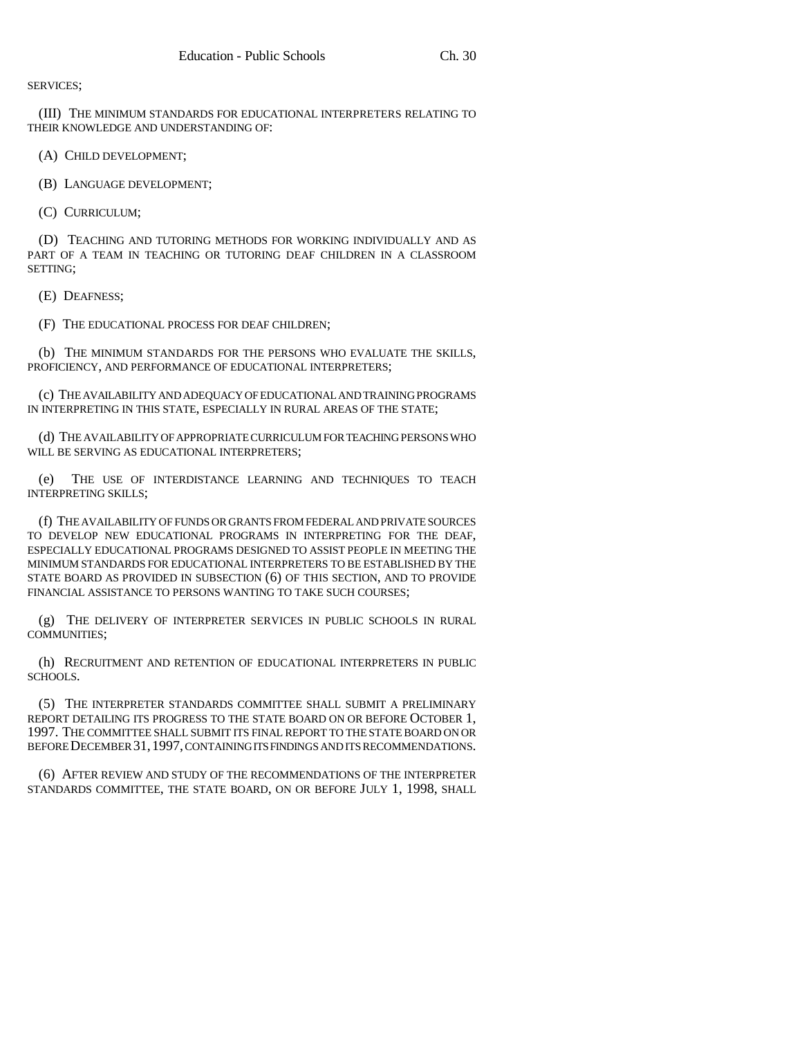SERVICES;

(III) THE MINIMUM STANDARDS FOR EDUCATIONAL INTERPRETERS RELATING TO THEIR KNOWLEDGE AND UNDERSTANDING OF:

(A) CHILD DEVELOPMENT;

(B) LANGUAGE DEVELOPMENT;

(C) CURRICULUM;

(D) TEACHING AND TUTORING METHODS FOR WORKING INDIVIDUALLY AND AS PART OF A TEAM IN TEACHING OR TUTORING DEAF CHILDREN IN A CLASSROOM SETTING;

(E) DEAFNESS;

(F) THE EDUCATIONAL PROCESS FOR DEAF CHILDREN;

(b) THE MINIMUM STANDARDS FOR THE PERSONS WHO EVALUATE THE SKILLS, PROFICIENCY, AND PERFORMANCE OF EDUCATIONAL INTERPRETERS;

(c) THE AVAILABILITY AND ADEQUACY OF EDUCATIONAL AND TRAINING PROGRAMS IN INTERPRETING IN THIS STATE, ESPECIALLY IN RURAL AREAS OF THE STATE;

(d) THE AVAILABILITY OF APPROPRIATE CURRICULUM FOR TEACHING PERSONS WHO WILL BE SERVING AS EDUCATIONAL INTERPRETERS;

(e) THE USE OF INTERDISTANCE LEARNING AND TECHNIQUES TO TEACH INTERPRETING SKILLS;

(f) THE AVAILABILITY OF FUNDS OR GRANTS FROM FEDERAL AND PRIVATE SOURCES TO DEVELOP NEW EDUCATIONAL PROGRAMS IN INTERPRETING FOR THE DEAF, ESPECIALLY EDUCATIONAL PROGRAMS DESIGNED TO ASSIST PEOPLE IN MEETING THE MINIMUM STANDARDS FOR EDUCATIONAL INTERPRETERS TO BE ESTABLISHED BY THE STATE BOARD AS PROVIDED IN SUBSECTION (6) OF THIS SECTION, AND TO PROVIDE FINANCIAL ASSISTANCE TO PERSONS WANTING TO TAKE SUCH COURSES;

(g) THE DELIVERY OF INTERPRETER SERVICES IN PUBLIC SCHOOLS IN RURAL COMMUNITIES;

(h) RECRUITMENT AND RETENTION OF EDUCATIONAL INTERPRETERS IN PUBLIC SCHOOLS.

(5) THE INTERPRETER STANDARDS COMMITTEE SHALL SUBMIT A PRELIMINARY REPORT DETAILING ITS PROGRESS TO THE STATE BOARD ON OR BEFORE OCTOBER 1, 1997. THE COMMITTEE SHALL SUBMIT ITS FINAL REPORT TO THE STATE BOARD ON OR BEFORE DECEMBER 31, 1997, CONTAINING ITS FINDINGS AND ITS RECOMMENDATIONS.

(6) AFTER REVIEW AND STUDY OF THE RECOMMENDATIONS OF THE INTERPRETER STANDARDS COMMITTEE, THE STATE BOARD, ON OR BEFORE JULY 1, 1998, SHALL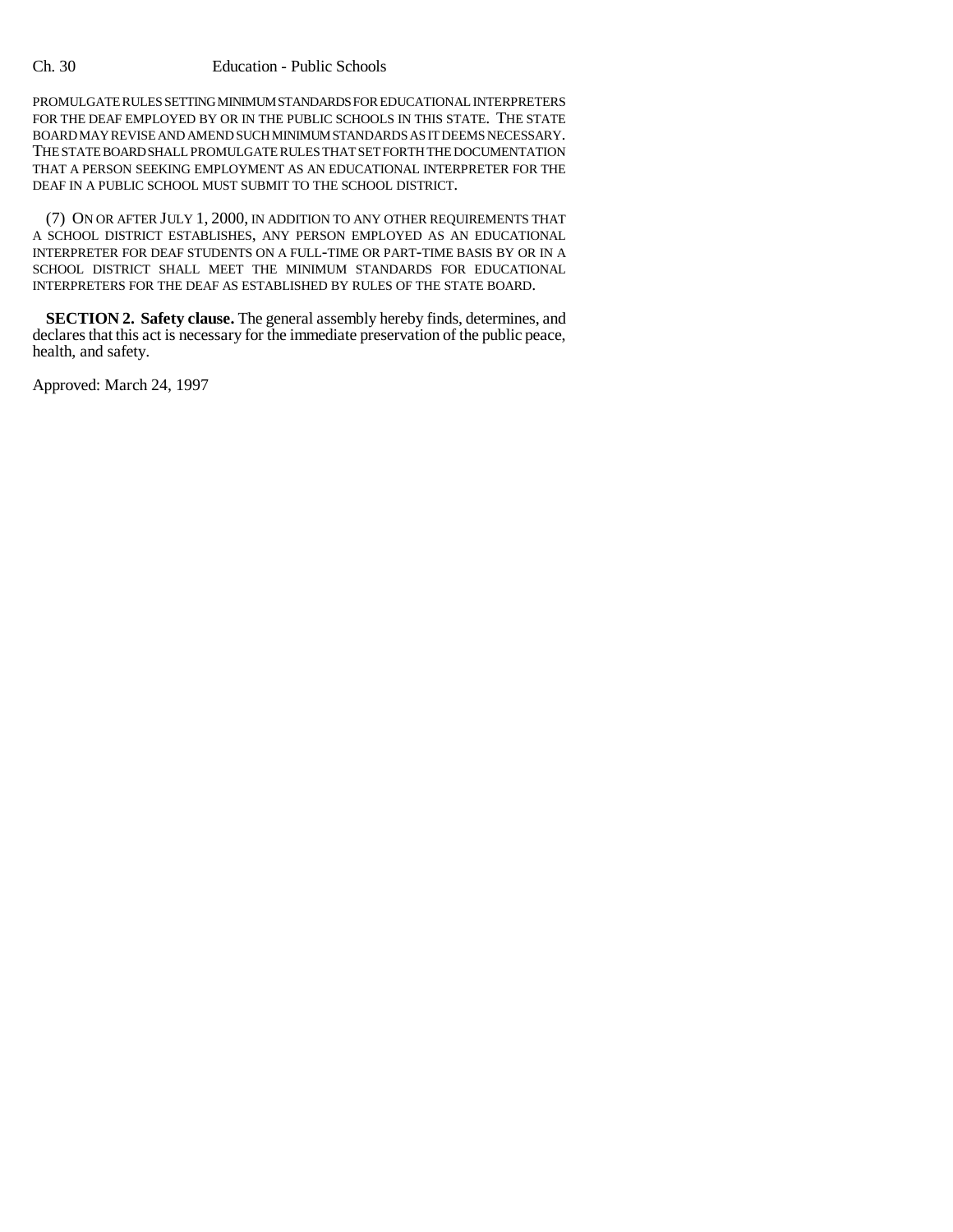PROMULGATE RULES SETTING MINIMUM STANDARDS FOR EDUCATIONAL INTERPRETERS FOR THE DEAF EMPLOYED BY OR IN THE PUBLIC SCHOOLS IN THIS STATE. THE STATE BOARD MAY REVISE AND AMEND SUCH MINIMUM STANDARDS AS IT DEEMS NECESSARY. THE STATE BOARD SHALL PROMULGATE RULES THAT SET FORTH THE DOCUMENTATION THAT A PERSON SEEKING EMPLOYMENT AS AN EDUCATIONAL INTERPRETER FOR THE DEAF IN A PUBLIC SCHOOL MUST SUBMIT TO THE SCHOOL DISTRICT.

(7) ON OR AFTER JULY 1, 2000, IN ADDITION TO ANY OTHER REQUIREMENTS THAT A SCHOOL DISTRICT ESTABLISHES, ANY PERSON EMPLOYED AS AN EDUCATIONAL INTERPRETER FOR DEAF STUDENTS ON A FULL-TIME OR PART-TIME BASIS BY OR IN A SCHOOL DISTRICT SHALL MEET THE MINIMUM STANDARDS FOR EDUCATIONAL INTERPRETERS FOR THE DEAF AS ESTABLISHED BY RULES OF THE STATE BOARD.

**SECTION 2. Safety clause.** The general assembly hereby finds, determines, and declares that this act is necessary for the immediate preservation of the public peace, health, and safety.

Approved: March 24, 1997